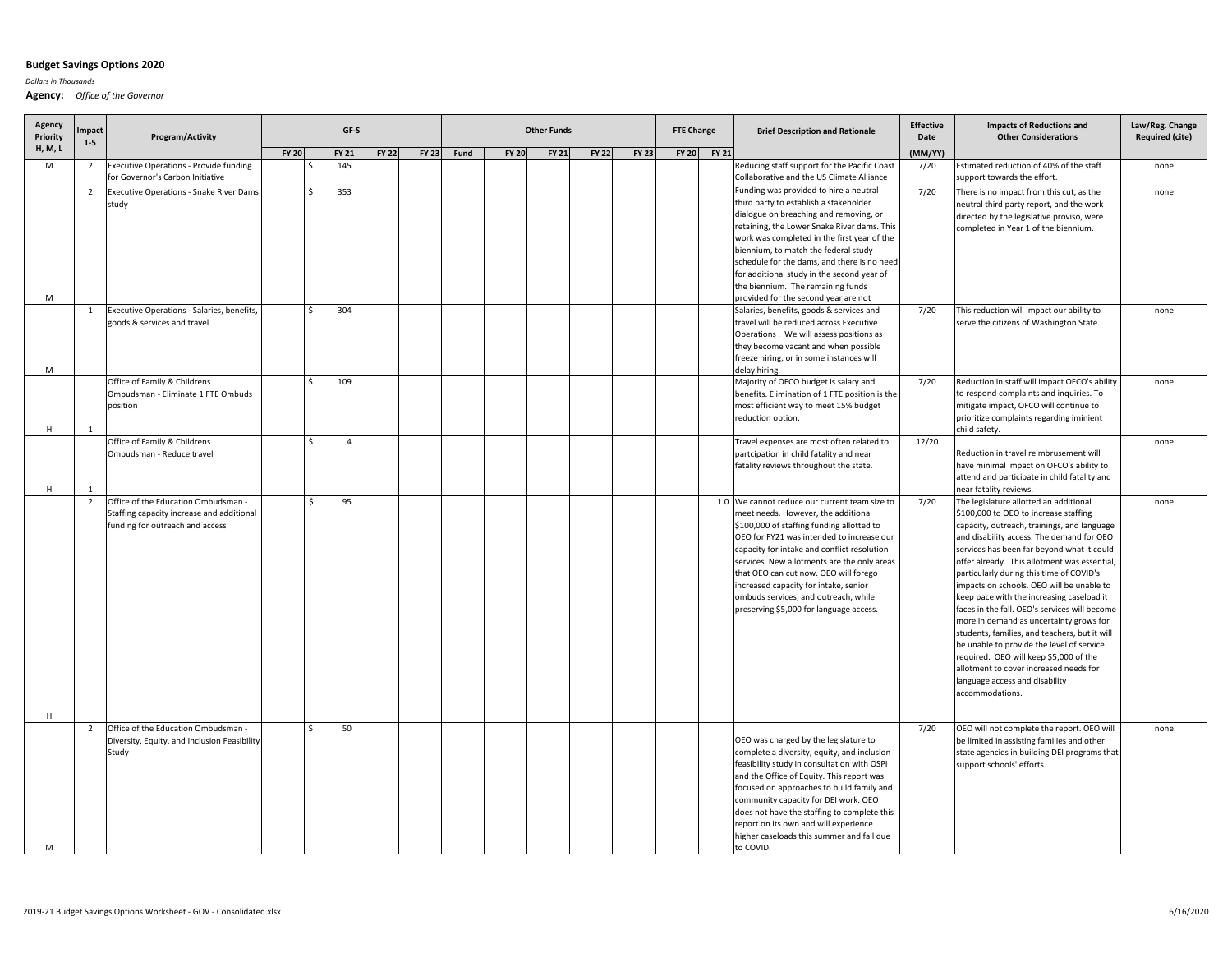**Budget Savings Options 2020**

*Dollars in Thousands*

**Agency:** *Office of the Governor*

| Agency Priority H, M, L | Impact 1-5 | Program/Activity | GF-S | | | | Other Funds | | | | | FTE Change | | Brief Description and Rationale | Effective Date | Impacts of Reductions and Other Considerations | Law/Reg. Change Required (cite) |
|---|---|---|---|---|---|---|---|---|---|---|---|---|---|---|---|---|---|
| | | | FY 20 | FY 21 | FY 22 | FY 23 | Fund | FY 20 | FY 21 | FY 22 | FY 23 | FY 20 | FY 21 | | (MM/YY) | | |
| M | 2 | Executive Operations - Provide funding for Governor's Carbon Initiative | | $ 145 | | | | | | | | | | Reducing staff support for the Pacific Coast Collaborative and the US Climate Alliance | 7/20 | Estimated reduction of 40% of the staff support towards the effort. | none |
| M | 2 | Executive Operations - Snake River Dams study | | $ 353 | | | | | | | | | | Funding was provided to hire a neutral third party to establish a stakeholder dialogue on breaching and removing, or retaining, the Lower Snake River dams. This work was completed in the first year of the biennium, to match the federal study schedule for the dams, and there is no need for additional study in the second year of the biennium. The remaining funds provided for the second year are not | 7/20 | There is no impact from this cut, as the neutral third party report, and the work directed by the legislative proviso, were completed in Year 1 of the biennium. | none |
| M | 1 | Executive Operations - Salaries, benefits, goods & services and travel | | $ 304 | | | | | | | | | | Salaries, benefits, goods & services and travel will be reduced across Executive Operations . We will assess positions as they become vacant and when possible freeze hiring, or in some instances will delay hiring. | 7/20 | This reduction will impact our ability to serve the citizens of Washington State. | none |
| H | 1 | Office of Family & Childrens Ombudsman - Eliminate 1 FTE Ombuds position | | $ 109 | | | | | | | | | | Majority of OFCO budget is salary and benefits. Elimination of 1 FTE position is the most efficient way to meet 15% budget reduction option. | 7/20 | Reduction in staff will impact OFCO's ability to respond complaints and inquiries. To mitigate impact, OFCO will continue to prioritize complaints regarding iminient child safety. | none |
| H | 1 | Office of Family & Childrens Ombudsman - Reduce travel | | $ 4 | | | | | | | | | | Travel expenses are most often related to partcipation in child fatality and near fatality reviews throughout the state. | 12/20 | Reduction in travel reimbrusement will have minimal impact on OFCO's ability to attend and participate in child fatality and near fatality reviews. | none |
| H | 2 | Office of the Education Ombudsman - Staffing capacity increase and additional funding for outreach and access | | $ 95 | | | | | | | | | 1.0 | We cannot reduce our current team size to meet needs. However, the additional $100,000 of staffing funding allotted to OEO for FY21 was intended to increase our capacity for intake and conflict resolution services. New allotments are the only areas that OEO can cut now. OEO will forego increased capacity for intake, senior ombuds services, and outreach, while preserving $5,000 for language access. | 7/20 | The legislature allotted an additional $100,000 to OEO to increase staffing capacity, outreach, trainings, and language and disability access. The demand for OEO services has been far beyond what it could offer already. This allotment was essential, particularly during this time of COVID's impacts on schools. OEO will be unable to keep pace with the increasing caseload it faces in the fall. OEO's services will become more in demand as uncertainty grows for students, families, and teachers, but it will be unable to provide the level of service required. OEO will keep $5,000 of the allotment to cover increased needs for language access and disability accommodations. | none |
| M | 2 | Office of the Education Ombudsman - Diversity, Equity, and Inclusion Feasibility Study | | $ 50 | | | | | | | | | | OEO was charged by the legislature to complete a diversity, equity, and inclusion feasibility study in consultation with OSPI and the Office of Equity. This report was focused on approaches to build family and community capacity for DEI work. OEO does not have the staffing to complete this report on its own and will experience higher caseloads this summer and fall due to COVID. | 7/20 | OEO will not complete the report. OEO will be limited in assisting families and other state agencies in building DEI programs that support schools' efforts. | none |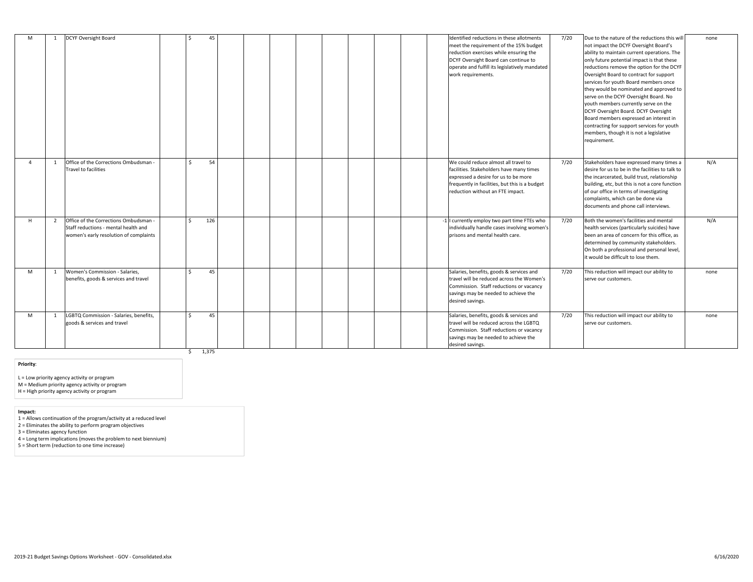| | | | | | | | | | | | | | | | | | |
|---|---|---|---|---|---|---|---|---|---|---|---|---|---|---|---|---|---|
| M | 1 | DCYF Oversight Board | | $ 45 | | | | | | | | | | Identified reductions in these allotments meet the requirement of the 15% budget reduction exercises while ensuring the DCYF Oversight Board can continue to operate and fulfill its legislatively mandated work requirements. | 7/20 | Due to the nature of the reductions this will not impact the DCYF Oversight Board's ability to maintain current operations. The only future potential impact is that these reductions remove the option for the DCYF Oversight Board to contract for support services for youth Board members once they would be nominated and approved to serve on the DCYF Oversight Board. No youth members currently serve on the DCYF Oversight Board. DCYF Oversight Board members expressed an interest in contracting for support services for youth members, though it is not a legislative requirement. | none |
| 4 | 1 | Office of the Corrections Ombudsman - Travel to facilities | | $ 54 | | | | | | | | | | We could reduce almost all travel to facilities. Stakeholders have many times expressed a desire for us to be more frequently in facilities, but this is a budget reduction without an FTE impact. | 7/20 | Stakeholders have expressed many times a desire for us to be in the facilities to talk to the incarcerated, build trust, relationship building, etc, but this is not a core function of our office in terms of investigating complaints, which can be done via documents and phone call interviews. | N/A |
| H | 2 | Office of the Corrections Ombudsman - Staff reductions - mental health and women's early resolution of complaints | | $ 126 | | | | | | | | | -1 | I currently employ two part time FTEs who individually handle cases involving women's prisons and mental health care. | 7/20 | Both the women's facilities and mental health services (particularly suicides) have been an area of concern for this office, as determined by community stakeholders. On both a professional and personal level, it would be difficult to lose them. | N/A |
| M | 1 | Women's Commission - Salaries, benefits, goods & services and travel | | $ 45 | | | | | | | | | | Salaries, benefits, goods & services and travel will be reduced across the Women's Commission. Staff reductions or vacancy savings may be needed to achieve the desired savings. | 7/20 | This reduction will impact our ability to serve our customers. | none |
| M | 1 | LGBTQ Commission - Salaries, benefits, goods & services and travel | | $ 45 | | | | | | | | | | Salaries, benefits, goods & services and travel will be reduced across the LGBTQ Commission. Staff reductions or vacancy savings may be needed to achieve the desired savings. | 7/20 | This reduction will impact our ability to serve our customers. | none |
| | | | | $ 1,375 | | | | | | | | | | | | | |

**Priority**:

L = Low priority agency activity or program
M = Medium priority agency activity or program
H = High priority agency activity or program

**Impact:**

1 = Allows continuation of the program/activity at a reduced level
2 = Eliminates the ability to perform program objectives
3 = Eliminates agency function
4 = Long term implications (moves the problem to next biennium)
5 = Short term (reduction to one time increase)

2019-21 Budget Savings Options Worksheet - GOV - Consolidated.xlsx 6/16/2020